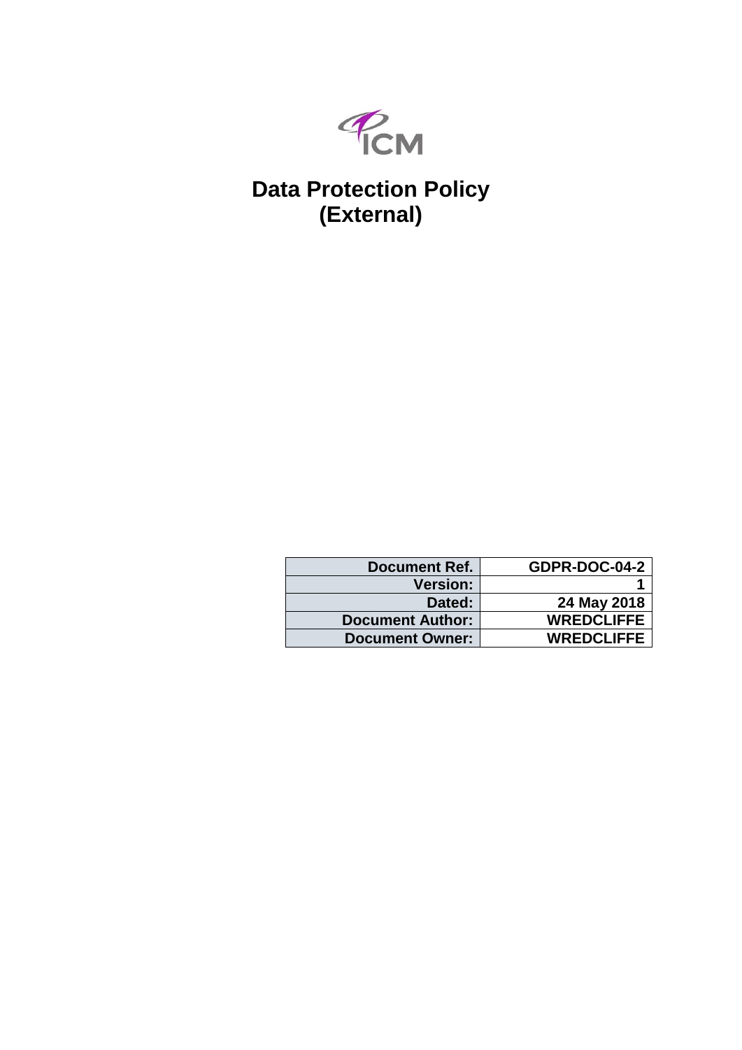ICM

# Data Protection Policy (External)

| Document Ref. | GDPR-DOC-04-2 |
|---|---|
| Version: | 1 |
| Dated: | 24 May 2018 |
| Document Author: | WREDCLIFFE |
| Document Owner: | WREDCLIFFE |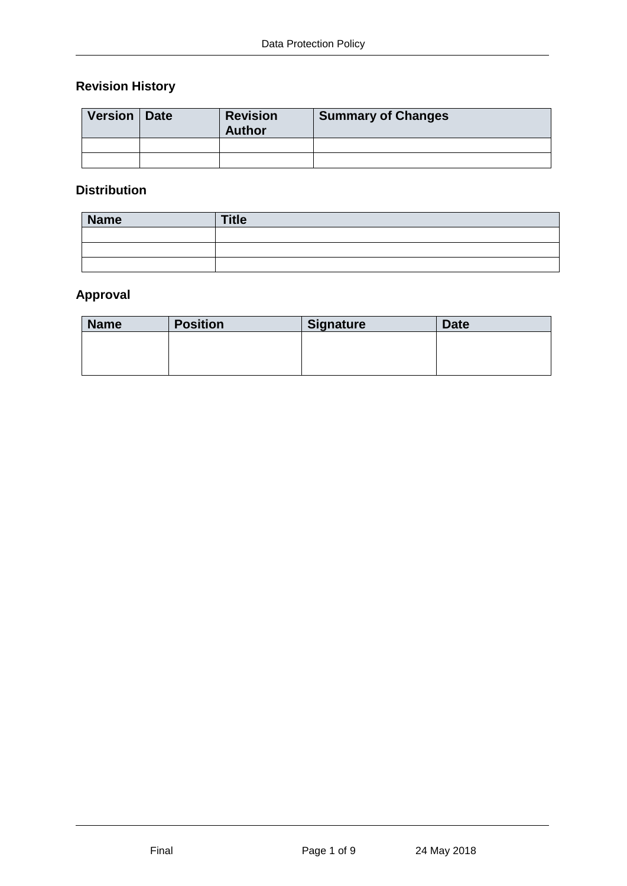## Revision History

| Version | Date | Revision Author | Summary of Changes |
| --- | --- | --- | --- |
| | | | |
| | | | |

## Distribution

| Name | Title |
| --- | --- |
| | |
| | |
| | |

## Approval

| Name | Position | Signature | Date |
| --- | --- | --- | --- |
| | | | |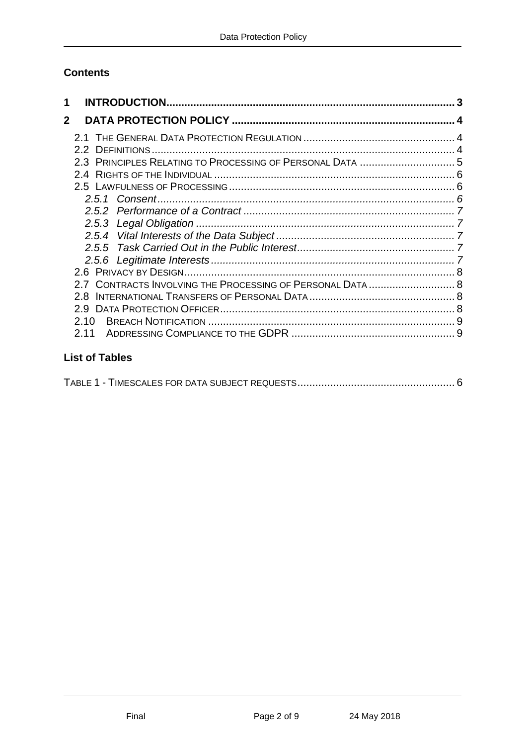## Contents

**1 INTRODUCTION................................................................................................ 3**

**2 DATA PROTECTION POLICY .......................................................................... 4**

2.1 THE GENERAL DATA PROTECTION REGULATION .................................................. 4
2.2 DEFINITIONS .................................................................................................... 4
2.3 PRINCIPLES RELATING TO PROCESSING OF PERSONAL DATA ................................ 5
2.4 RIGHTS OF THE INDIVIDUAL ................................................................................ 6
2.5 LAWFULNESS OF PROCESSING ........................................................................... 6
*2.5.1 Consent ................................................................................................... 6*
*2.5.2 Performance of a Contract ...................................................................... 7*
*2.5.3 Legal Obligation ...................................................................................... 7*
*2.5.4 Vital Interests of the Data Subject ........................................................... 7*
*2.5.5 Task Carried Out in the Public Interest .................................................... 7*
*2.5.6 Legitimate Interests ................................................................................. 7*
2.6 PRIVACY BY DESIGN .......................................................................................... 8
2.7 CONTRACTS INVOLVING THE PROCESSING OF PERSONAL DATA ............................ 8
2.8 INTERNATIONAL TRANSFERS OF PERSONAL DATA ................................................. 8
2.9 DATA PROTECTION OFFICER .............................................................................. 8
2.10 BREACH NOTIFICATION .................................................................................. 9
2.11 ADDRESSING COMPLIANCE TO THE GDPR ...................................................... 9

## List of Tables

TABLE 1 - TIMESCALES FOR DATA SUBJECT REQUESTS .................................................... 6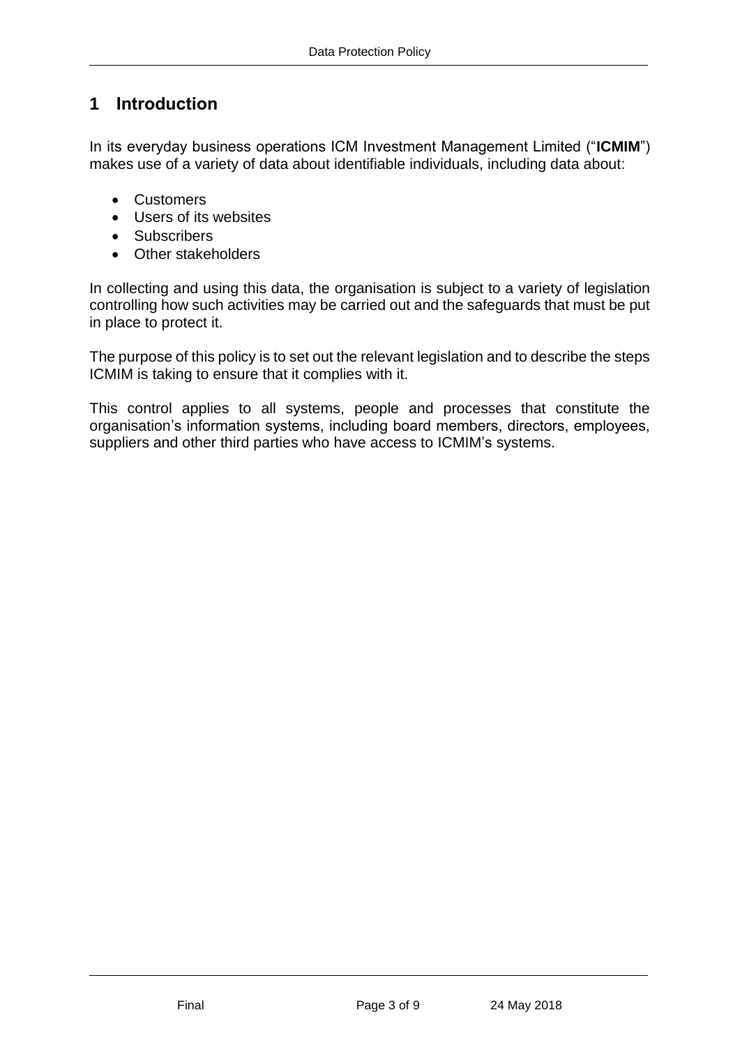# 1 Introduction

In its everyday business operations ICM Investment Management Limited ("**ICMIM**") makes use of a variety of data about identifiable individuals, including data about:

- Customers
- Users of its websites
- Subscribers
- Other stakeholders

In collecting and using this data, the organisation is subject to a variety of legislation controlling how such activities may be carried out and the safeguards that must be put in place to protect it.

The purpose of this policy is to set out the relevant legislation and to describe the steps ICMIM is taking to ensure that it complies with it.

This control applies to all systems, people and processes that constitute the organisation's information systems, including board members, directors, employees, suppliers and other third parties who have access to ICMIM's systems.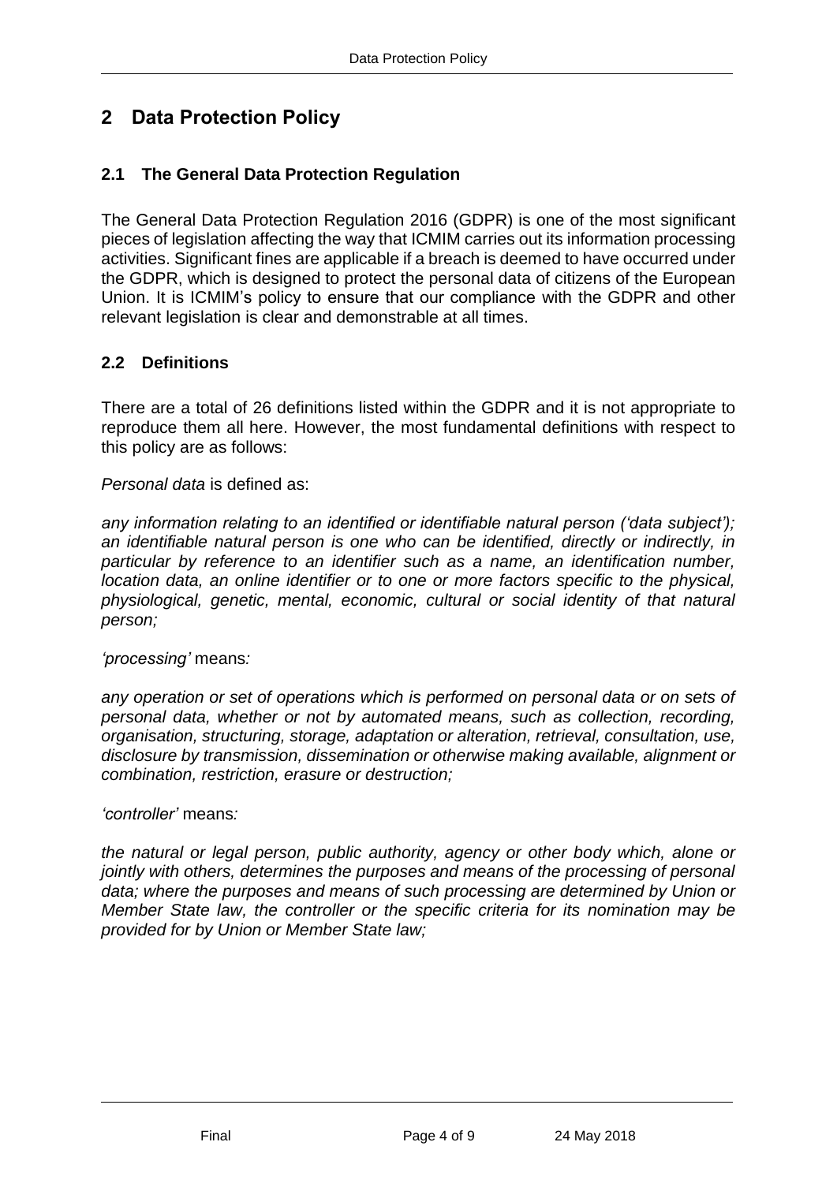# 2 Data Protection Policy

## 2.1 The General Data Protection Regulation

The General Data Protection Regulation 2016 (GDPR) is one of the most significant pieces of legislation affecting the way that ICMIM carries out its information processing activities. Significant fines are applicable if a breach is deemed to have occurred under the GDPR, which is designed to protect the personal data of citizens of the European Union. It is ICMIM's policy to ensure that our compliance with the GDPR and other relevant legislation is clear and demonstrable at all times.

## 2.2 Definitions

There are a total of 26 definitions listed within the GDPR and it is not appropriate to reproduce them all here. However, the most fundamental definitions with respect to this policy are as follows:

*Personal data* is defined as:

*any information relating to an identified or identifiable natural person ('data subject'); an identifiable natural person is one who can be identified, directly or indirectly, in particular by reference to an identifier such as a name, an identification number, location data, an online identifier or to one or more factors specific to the physical, physiological, genetic, mental, economic, cultural or social identity of that natural person;*

*'processing'* means*:*

*any operation or set of operations which is performed on personal data or on sets of personal data, whether or not by automated means, such as collection, recording, organisation, structuring, storage, adaptation or alteration, retrieval, consultation, use, disclosure by transmission, dissemination or otherwise making available, alignment or combination, restriction, erasure or destruction;*

*'controller'* means*:*

*the natural or legal person, public authority, agency or other body which, alone or jointly with others, determines the purposes and means of the processing of personal data; where the purposes and means of such processing are determined by Union or Member State law, the controller or the specific criteria for its nomination may be provided for by Union or Member State law;*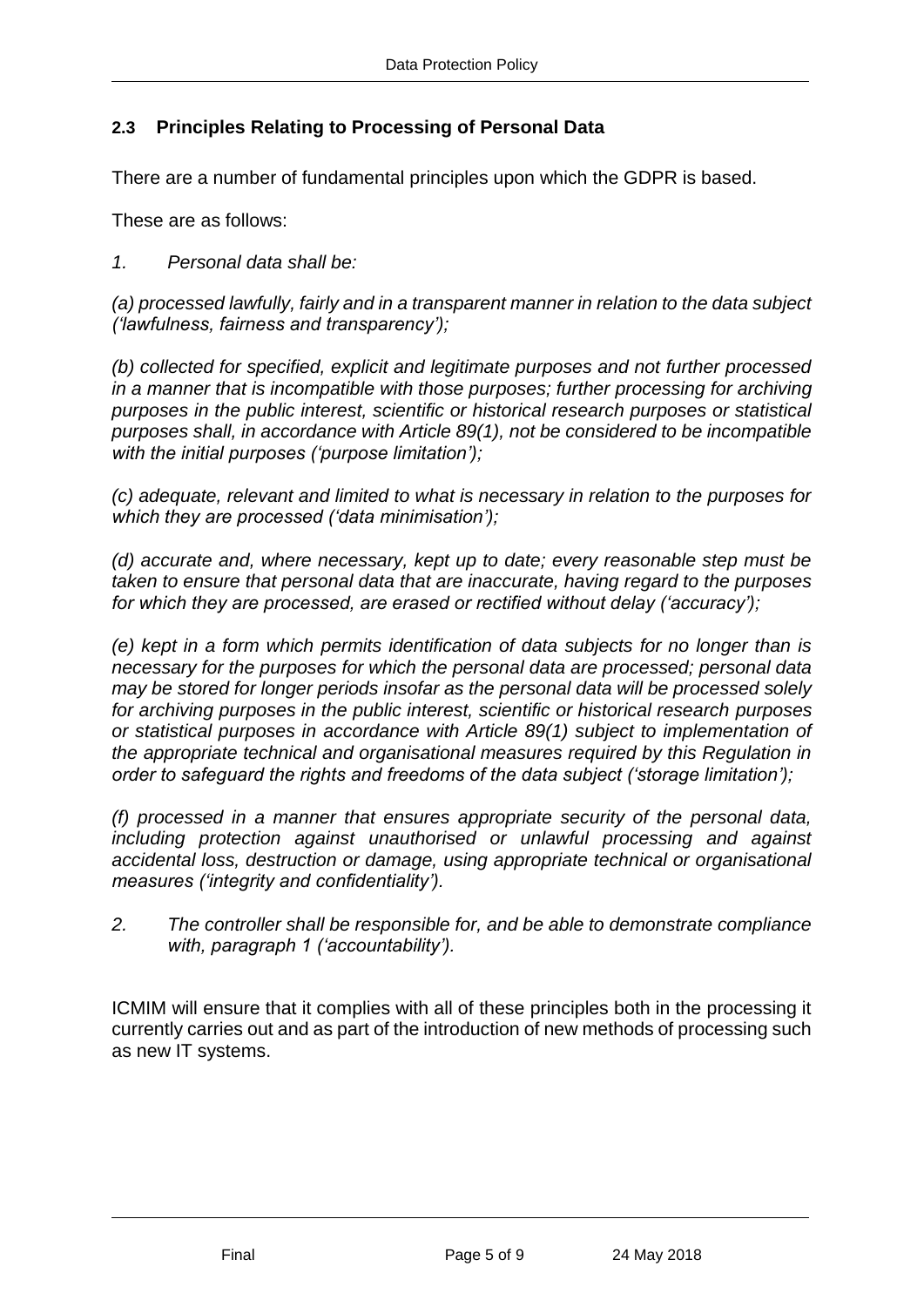### 2.3 Principles Relating to Processing of Personal Data

There are a number of fundamental principles upon which the GDPR is based.

These are as follows:

*1. Personal data shall be:*

*(a) processed lawfully, fairly and in a transparent manner in relation to the data subject ('lawfulness, fairness and transparency');*

*(b) collected for specified, explicit and legitimate purposes and not further processed in a manner that is incompatible with those purposes; further processing for archiving purposes in the public interest, scientific or historical research purposes or statistical purposes shall, in accordance with Article 89(1), not be considered to be incompatible with the initial purposes ('purpose limitation');*

*(c) adequate, relevant and limited to what is necessary in relation to the purposes for which they are processed ('data minimisation');*

*(d) accurate and, where necessary, kept up to date; every reasonable step must be taken to ensure that personal data that are inaccurate, having regard to the purposes for which they are processed, are erased or rectified without delay ('accuracy');*

*(e) kept in a form which permits identification of data subjects for no longer than is necessary for the purposes for which the personal data are processed; personal data may be stored for longer periods insofar as the personal data will be processed solely for archiving purposes in the public interest, scientific or historical research purposes or statistical purposes in accordance with Article 89(1) subject to implementation of the appropriate technical and organisational measures required by this Regulation in order to safeguard the rights and freedoms of the data subject ('storage limitation');*

*(f) processed in a manner that ensures appropriate security of the personal data, including protection against unauthorised or unlawful processing and against accidental loss, destruction or damage, using appropriate technical or organisational measures ('integrity and confidentiality').*

*2. The controller shall be responsible for, and be able to demonstrate compliance with, paragraph 1 ('accountability').*

ICMIM will ensure that it complies with all of these principles both in the processing it currently carries out and as part of the introduction of new methods of processing such as new IT systems.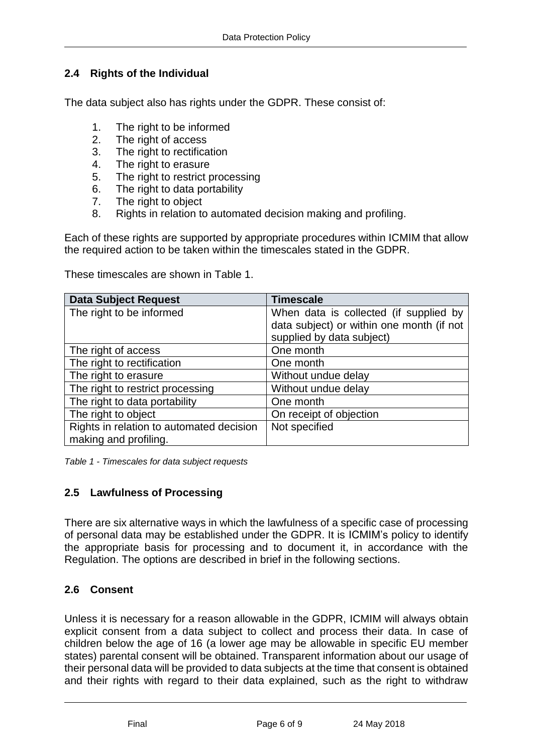### 2.4 Rights of the Individual

The data subject also has rights under the GDPR. These consist of:

1. The right to be informed
2. The right of access
3. The right to rectification
4. The right to erasure
5. The right to restrict processing
6. The right to data portability
7. The right to object
8. Rights in relation to automated decision making and profiling.

Each of these rights are supported by appropriate procedures within ICMIM that allow the required action to be taken within the timescales stated in the GDPR.

These timescales are shown in Table 1.

| Data Subject Request | Timescale |
|---|---|
| The right to be informed | When data is collected (if supplied by data subject) or within one month (if not supplied by data subject) |
| The right of access | One month |
| The right to rectification | One month |
| The right to erasure | Without undue delay |
| The right to restrict processing | Without undue delay |
| The right to data portability | One month |
| The right to object | On receipt of objection |
| Rights in relation to automated decision making and profiling. | Not specified |

*Table 1 - Timescales for data subject requests*

### 2.5 Lawfulness of Processing

There are six alternative ways in which the lawfulness of a specific case of processing of personal data may be established under the GDPR. It is ICMIM's policy to identify the appropriate basis for processing and to document it, in accordance with the Regulation. The options are described in brief in the following sections.

### 2.6 Consent

Unless it is necessary for a reason allowable in the GDPR, ICMIM will always obtain explicit consent from a data subject to collect and process their data. In case of children below the age of 16 (a lower age may be allowable in specific EU member states) parental consent will be obtained. Transparent information about our usage of their personal data will be provided to data subjects at the time that consent is obtained and their rights with regard to their data explained, such as the right to withdraw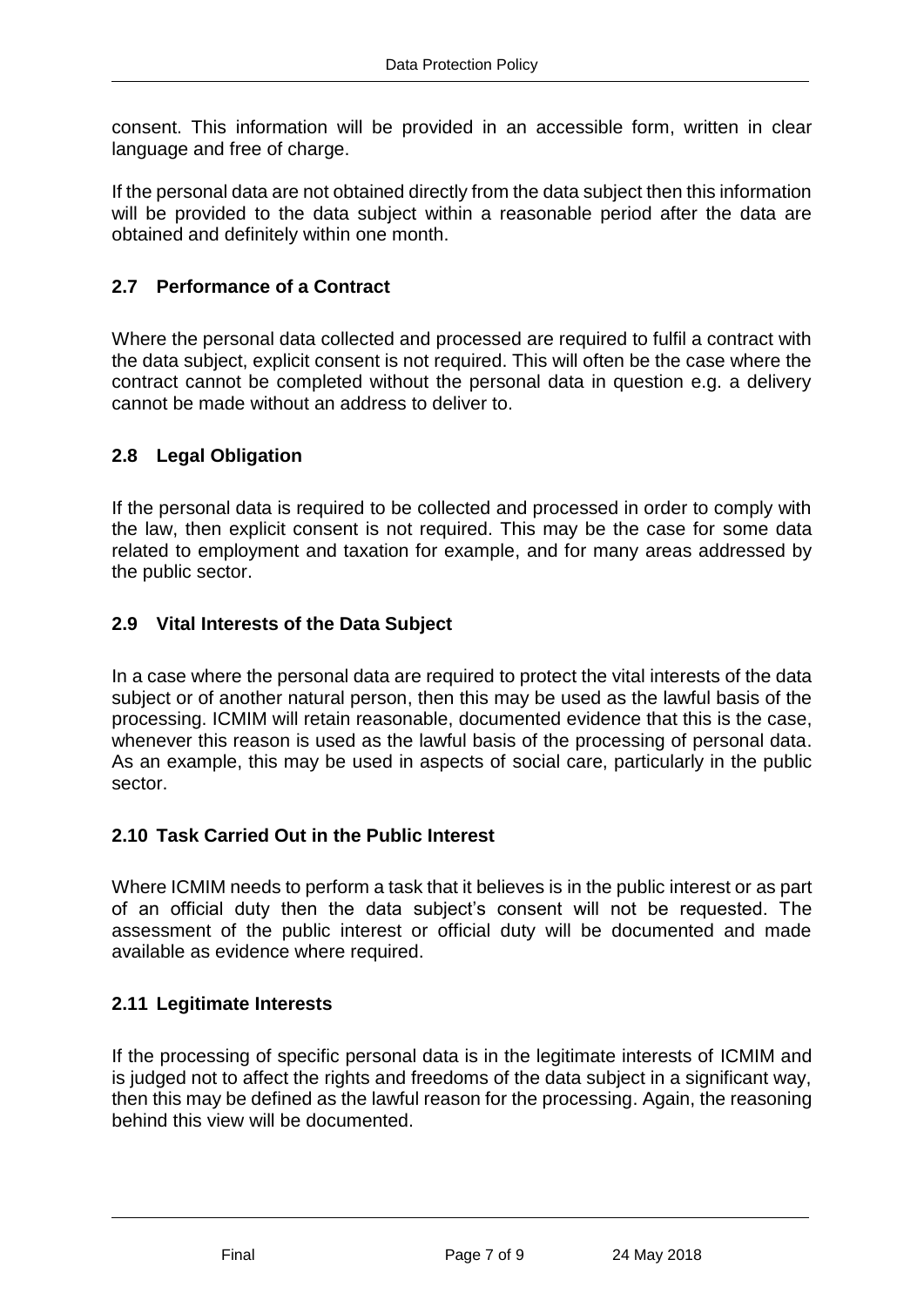consent. This information will be provided in an accessible form, written in clear language and free of charge.

If the personal data are not obtained directly from the data subject then this information will be provided to the data subject within a reasonable period after the data are obtained and definitely within one month.

## 2.7 Performance of a Contract

Where the personal data collected and processed are required to fulfil a contract with the data subject, explicit consent is not required. This will often be the case where the contract cannot be completed without the personal data in question e.g. a delivery cannot be made without an address to deliver to.

## 2.8 Legal Obligation

If the personal data is required to be collected and processed in order to comply with the law, then explicit consent is not required. This may be the case for some data related to employment and taxation for example, and for many areas addressed by the public sector.

## 2.9 Vital Interests of the Data Subject

In a case where the personal data are required to protect the vital interests of the data subject or of another natural person, then this may be used as the lawful basis of the processing. ICMIM will retain reasonable, documented evidence that this is the case, whenever this reason is used as the lawful basis of the processing of personal data. As an example, this may be used in aspects of social care, particularly in the public sector.

## 2.10 Task Carried Out in the Public Interest

Where ICMIM needs to perform a task that it believes is in the public interest or as part of an official duty then the data subject's consent will not be requested. The assessment of the public interest or official duty will be documented and made available as evidence where required.

## 2.11 Legitimate Interests

If the processing of specific personal data is in the legitimate interests of ICMIM and is judged not to affect the rights and freedoms of the data subject in a significant way, then this may be defined as the lawful reason for the processing. Again, the reasoning behind this view will be documented.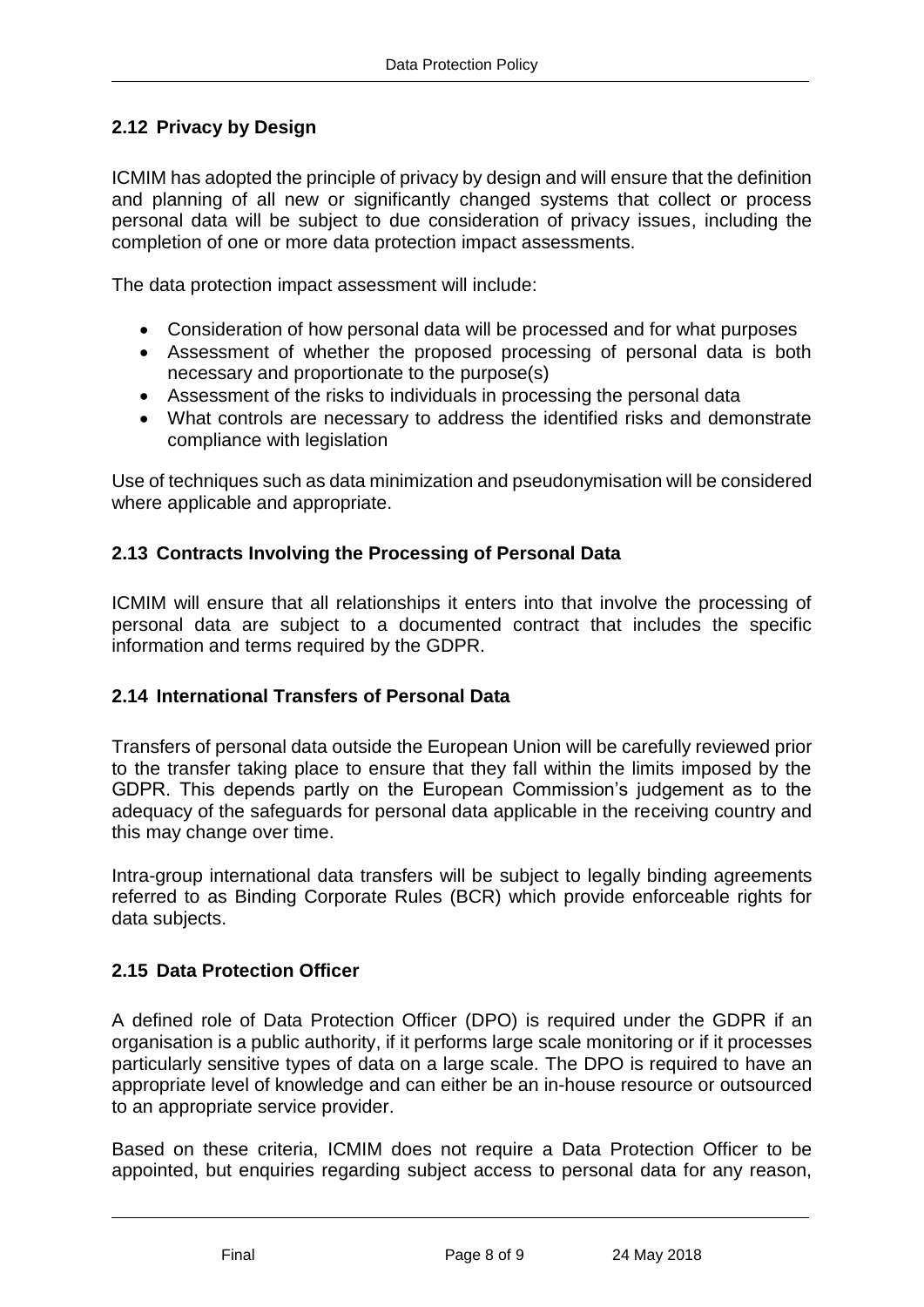## 2.12 Privacy by Design

ICMIM has adopted the principle of privacy by design and will ensure that the definition and planning of all new or significantly changed systems that collect or process personal data will be subject to due consideration of privacy issues, including the completion of one or more data protection impact assessments.

The data protection impact assessment will include:

- Consideration of how personal data will be processed and for what purposes
- Assessment of whether the proposed processing of personal data is both necessary and proportionate to the purpose(s)
- Assessment of the risks to individuals in processing the personal data
- What controls are necessary to address the identified risks and demonstrate compliance with legislation

Use of techniques such as data minimization and pseudonymisation will be considered where applicable and appropriate.

## 2.13 Contracts Involving the Processing of Personal Data

ICMIM will ensure that all relationships it enters into that involve the processing of personal data are subject to a documented contract that includes the specific information and terms required by the GDPR.

## 2.14 International Transfers of Personal Data

Transfers of personal data outside the European Union will be carefully reviewed prior to the transfer taking place to ensure that they fall within the limits imposed by the GDPR. This depends partly on the European Commission's judgement as to the adequacy of the safeguards for personal data applicable in the receiving country and this may change over time.

Intra-group international data transfers will be subject to legally binding agreements referred to as Binding Corporate Rules (BCR) which provide enforceable rights for data subjects.

## 2.15 Data Protection Officer

A defined role of Data Protection Officer (DPO) is required under the GDPR if an organisation is a public authority, if it performs large scale monitoring or if it processes particularly sensitive types of data on a large scale. The DPO is required to have an appropriate level of knowledge and can either be an in-house resource or outsourced to an appropriate service provider.

Based on these criteria, ICMIM does not require a Data Protection Officer to be appointed, but enquiries regarding subject access to personal data for any reason,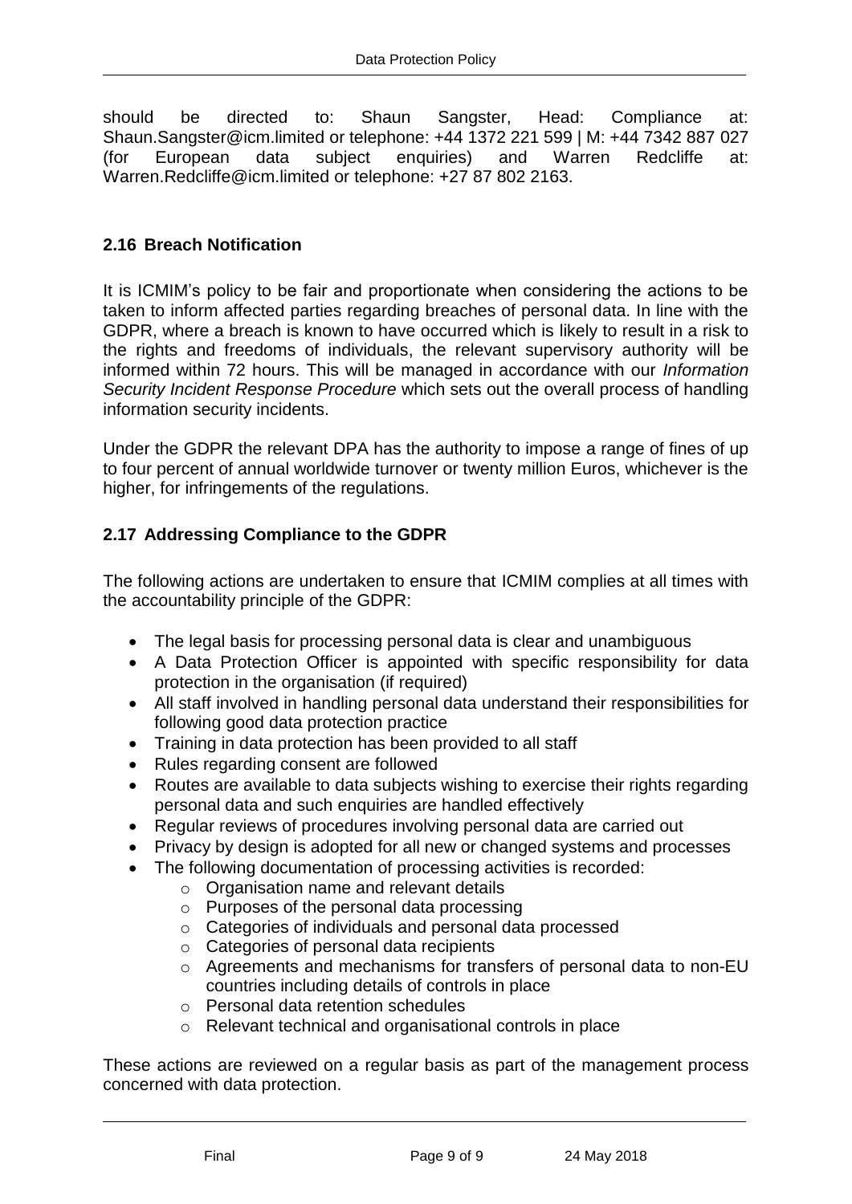should be directed to: Shaun Sangster, Head: Compliance at: Shaun.Sangster@icm.limited or telephone: +44 1372 221 599 | M: +44 7342 887 027 (for European data subject enquiries) and Warren Redcliffe at: Warren.Redcliffe@icm.limited or telephone: +27 87 802 2163.

### 2.16 Breach Notification

It is ICMIM's policy to be fair and proportionate when considering the actions to be taken to inform affected parties regarding breaches of personal data. In line with the GDPR, where a breach is known to have occurred which is likely to result in a risk to the rights and freedoms of individuals, the relevant supervisory authority will be informed within 72 hours. This will be managed in accordance with our *Information Security Incident Response Procedure* which sets out the overall process of handling information security incidents.

Under the GDPR the relevant DPA has the authority to impose a range of fines of up to four percent of annual worldwide turnover or twenty million Euros, whichever is the higher, for infringements of the regulations.

### 2.17 Addressing Compliance to the GDPR

The following actions are undertaken to ensure that ICMIM complies at all times with the accountability principle of the GDPR:

- The legal basis for processing personal data is clear and unambiguous
- A Data Protection Officer is appointed with specific responsibility for data protection in the organisation (if required)
- All staff involved in handling personal data understand their responsibilities for following good data protection practice
- Training in data protection has been provided to all staff
- Rules regarding consent are followed
- Routes are available to data subjects wishing to exercise their rights regarding personal data and such enquiries are handled effectively
- Regular reviews of procedures involving personal data are carried out
- Privacy by design is adopted for all new or changed systems and processes
- The following documentation of processing activities is recorded:
  - Organisation name and relevant details
  - Purposes of the personal data processing
  - Categories of individuals and personal data processed
  - Categories of personal data recipients
  - Agreements and mechanisms for transfers of personal data to non-EU countries including details of controls in place
  - Personal data retention schedules
  - Relevant technical and organisational controls in place

These actions are reviewed on a regular basis as part of the management process concerned with data protection.